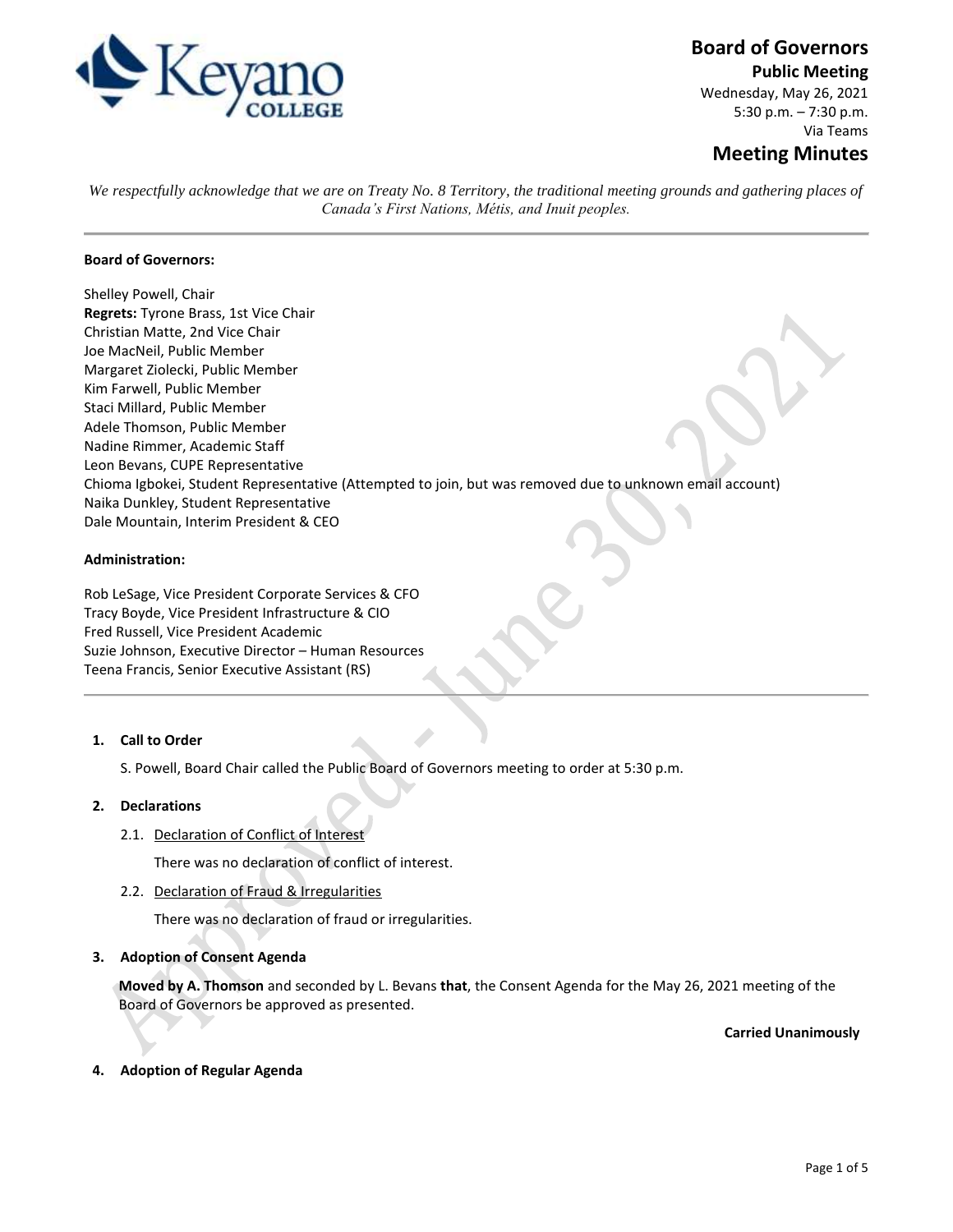# Board of Governors

**Public Meeting**

Wednesday, May 26, 2021

5:30 p.m. – 7:30 p.m.

Via Teams

## Meeting Minutes

*We respectfully acknowledge that we are on Treaty No. 8 Territory, the traditional meeting grounds and gathering places of Canada's First Nations, Métis, and Inuit peoples.*

---

**Board of Governors:**

Shelley Powell, Chair
**Regrets:** Tyrone Brass, 1st Vice Chair
Christian Matte, 2nd Vice Chair
Joe MacNeil, Public Member
Margaret Ziolecki, Public Member
Kim Farwell, Public Member
Staci Millard, Public Member
Adele Thomson, Public Member
Nadine Rimmer, Academic Staff
Leon Bevans, CUPE Representative
Chioma Igbokei, Student Representative (Attempted to join, but was removed due to unknown email account)
Naika Dunkley, Student Representative
Dale Mountain, Interim President & CEO

**Administration:**

Rob LeSage, Vice President Corporate Services & CFO
Tracy Boyde, Vice President Infrastructure & CIO
Fred Russell, Vice President Academic
Suzie Johnson, Executive Director – Human Resources
Teena Francis, Senior Executive Assistant (RS)

---

1. **Call to Order**

   S. Powell, Board Chair called the Public Board of Governors meeting to order at 5:30 p.m.

2. **Declarations**

   2.1. Declaration of Conflict of Interest

   There was no declaration of conflict of interest.

   2.2. Declaration of Fraud & Irregularities

   There was no declaration of fraud or irregularities.

3. **Adoption of Consent Agenda**

   **Moved by A. Thomson** and seconded by L. Bevans **that**, the Consent Agenda for the May 26, 2021 meeting of the Board of Governors be approved as presented.

   **Carried Unanimously**

4. **Adoption of Regular Agenda**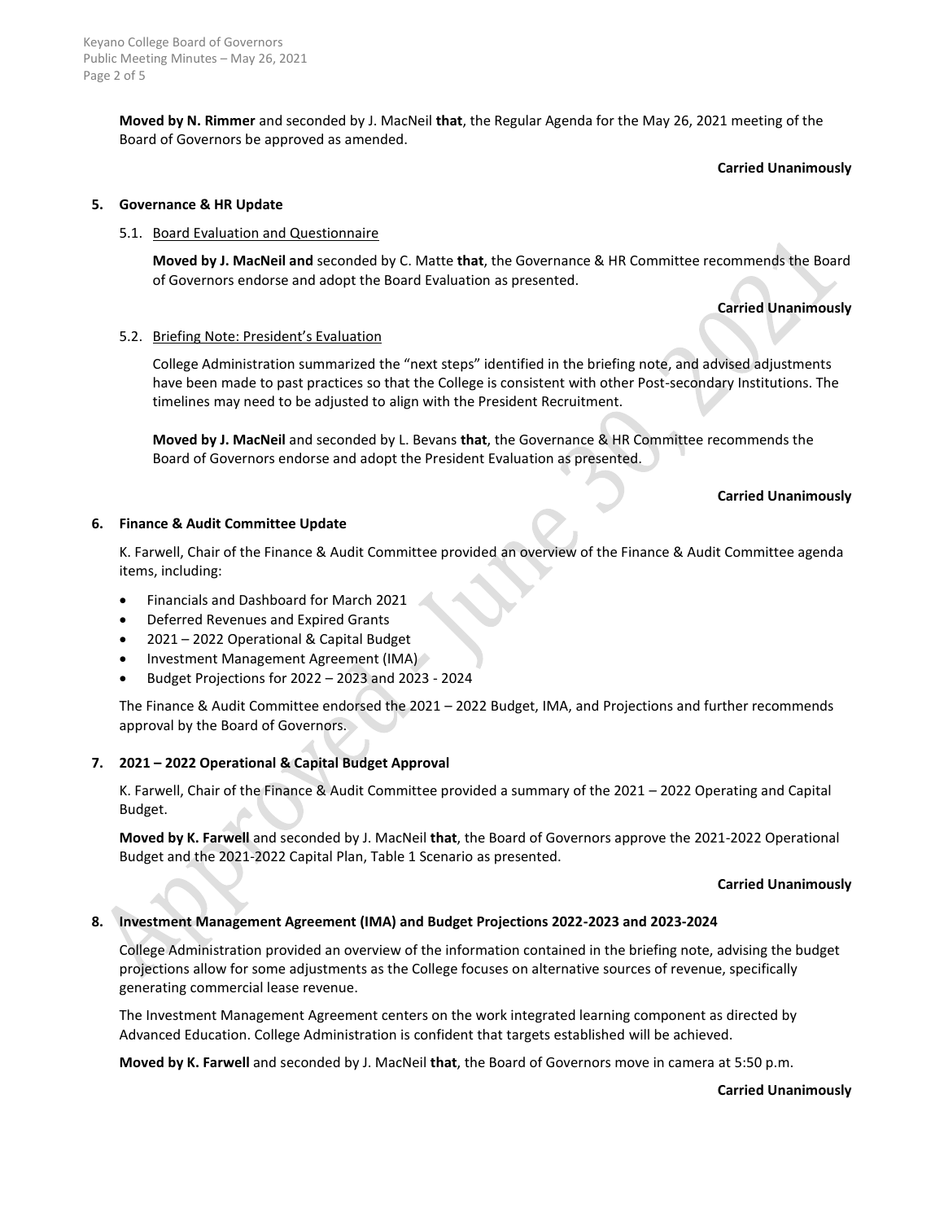**Moved by N. Rimmer** and seconded by J. MacNeil **that**, the Regular Agenda for the May 26, 2021 meeting of the Board of Governors be approved as amended.

**Carried Unanimously**

## 5. Governance & HR Update

### 5.1. Board Evaluation and Questionnaire

**Moved by J. MacNeil and** seconded by C. Matte **that**, the Governance & HR Committee recommends the Board of Governors endorse and adopt the Board Evaluation as presented.

**Carried Unanimously**

### 5.2. Briefing Note: President's Evaluation

College Administration summarized the "next steps" identified in the briefing note, and advised adjustments have been made to past practices so that the College is consistent with other Post-secondary Institutions. The timelines may need to be adjusted to align with the President Recruitment.

**Moved by J. MacNeil** and seconded by L. Bevans **that**, the Governance & HR Committee recommends the Board of Governors endorse and adopt the President Evaluation as presented.

**Carried Unanimously**

## 6. Finance & Audit Committee Update

K. Farwell, Chair of the Finance & Audit Committee provided an overview of the Finance & Audit Committee agenda items, including:

- Financials and Dashboard for March 2021
- Deferred Revenues and Expired Grants
- 2021 – 2022 Operational & Capital Budget
- Investment Management Agreement (IMA)
- Budget Projections for 2022 – 2023 and 2023 - 2024

The Finance & Audit Committee endorsed the 2021 – 2022 Budget, IMA, and Projections and further recommends approval by the Board of Governors.

## 7. 2021 – 2022 Operational & Capital Budget Approval

K. Farwell, Chair of the Finance & Audit Committee provided a summary of the 2021 – 2022 Operating and Capital Budget.

**Moved by K. Farwell** and seconded by J. MacNeil **that**, the Board of Governors approve the 2021-2022 Operational Budget and the 2021-2022 Capital Plan, Table 1 Scenario as presented.

**Carried Unanimously**

## 8. Investment Management Agreement (IMA) and Budget Projections 2022-2023 and 2023-2024

College Administration provided an overview of the information contained in the briefing note, advising the budget projections allow for some adjustments as the College focuses on alternative sources of revenue, specifically generating commercial lease revenue.

The Investment Management Agreement centers on the work integrated learning component as directed by Advanced Education. College Administration is confident that targets established will be achieved.

**Moved by K. Farwell** and seconded by J. MacNeil **that**, the Board of Governors move in camera at 5:50 p.m.

**Carried Unanimously**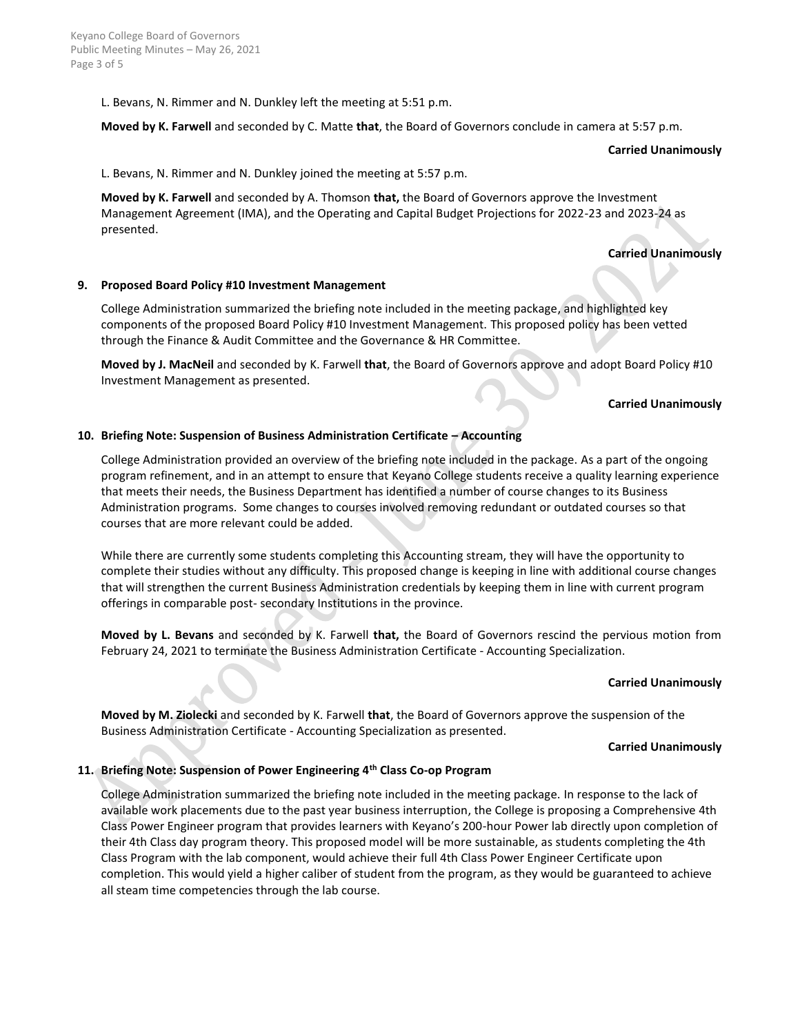L. Bevans, N. Rimmer and N. Dunkley left the meeting at 5:51 p.m.

**Moved by K. Farwell** and seconded by C. Matte **that**, the Board of Governors conclude in camera at 5:57 p.m.

**Carried Unanimously**

L. Bevans, N. Rimmer and N. Dunkley joined the meeting at 5:57 p.m.

**Moved by K. Farwell** and seconded by A. Thomson **that,** the Board of Governors approve the Investment Management Agreement (IMA), and the Operating and Capital Budget Projections for 2022-23 and 2023-24 as presented.

**Carried Unanimously**

## 9. Proposed Board Policy #10 Investment Management

College Administration summarized the briefing note included in the meeting package, and highlighted key components of the proposed Board Policy #10 Investment Management. This proposed policy has been vetted through the Finance & Audit Committee and the Governance & HR Committee.

**Moved by J. MacNeil** and seconded by K. Farwell **that**, the Board of Governors approve and adopt Board Policy #10 Investment Management as presented.

**Carried Unanimously**

## 10. Briefing Note: Suspension of Business Administration Certificate – Accounting

College Administration provided an overview of the briefing note included in the package. As a part of the ongoing program refinement, and in an attempt to ensure that Keyano College students receive a quality learning experience that meets their needs, the Business Department has identified a number of course changes to its Business Administration programs. Some changes to courses involved removing redundant or outdated courses so that courses that are more relevant could be added.

While there are currently some students completing this Accounting stream, they will have the opportunity to complete their studies without any difficulty. This proposed change is keeping in line with additional course changes that will strengthen the current Business Administration credentials by keeping them in line with current program offerings in comparable post- secondary Institutions in the province.

**Moved by L. Bevans** and seconded by K. Farwell **that,** the Board of Governors rescind the pervious motion from February 24, 2021 to terminate the Business Administration Certificate - Accounting Specialization.

**Carried Unanimously**

**Moved by M. Ziolecki** and seconded by K. Farwell **that**, the Board of Governors approve the suspension of the Business Administration Certificate - Accounting Specialization as presented.

**Carried Unanimously**

## 11. Briefing Note: Suspension of Power Engineering 4th Class Co-op Program

College Administration summarized the briefing note included in the meeting package. In response to the lack of available work placements due to the past year business interruption, the College is proposing a Comprehensive 4th Class Power Engineer program that provides learners with Keyano's 200-hour Power lab directly upon completion of their 4th Class day program theory. This proposed model will be more sustainable, as students completing the 4th Class Program with the lab component, would achieve their full 4th Class Power Engineer Certificate upon completion. This would yield a higher caliber of student from the program, as they would be guaranteed to achieve all steam time competencies through the lab course.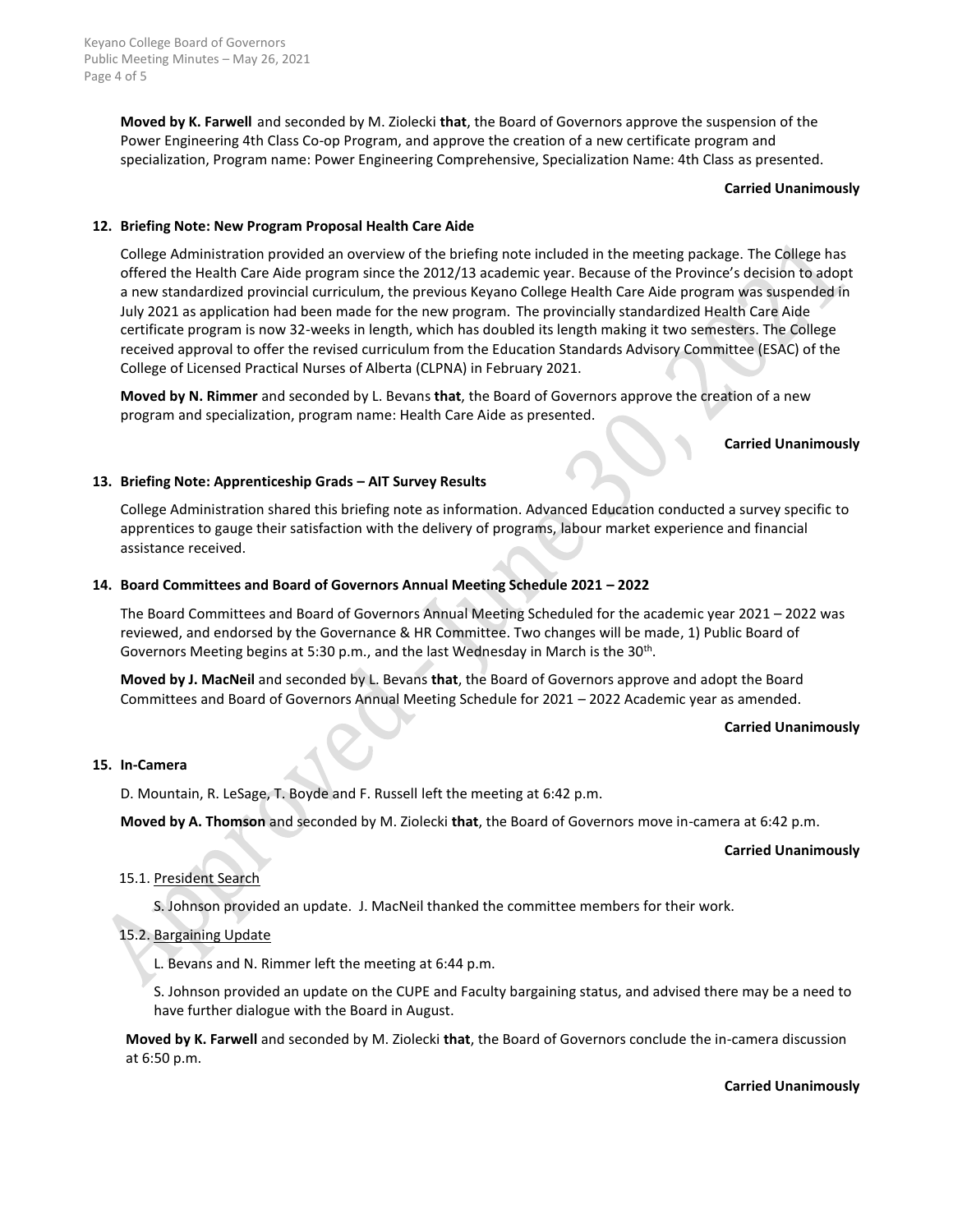**Moved by K. Farwell** and seconded by M. Ziolecki **that**, the Board of Governors approve the suspension of the Power Engineering 4th Class Co-op Program, and approve the creation of a new certificate program and specialization, Program name: Power Engineering Comprehensive, Specialization Name: 4th Class as presented.

**Carried Unanimously**

### 12. Briefing Note: New Program Proposal Health Care Aide

College Administration provided an overview of the briefing note included in the meeting package. The College has offered the Health Care Aide program since the 2012/13 academic year. Because of the Province's decision to adopt a new standardized provincial curriculum, the previous Keyano College Health Care Aide program was suspended in July 2021 as application had been made for the new program. The provincially standardized Health Care Aide certificate program is now 32-weeks in length, which has doubled its length making it two semesters. The College received approval to offer the revised curriculum from the Education Standards Advisory Committee (ESAC) of the College of Licensed Practical Nurses of Alberta (CLPNA) in February 2021.

**Moved by N. Rimmer** and seconded by L. Bevans **that**, the Board of Governors approve the creation of a new program and specialization, program name: Health Care Aide as presented.

**Carried Unanimously**

### 13. Briefing Note: Apprenticeship Grads – AIT Survey Results

College Administration shared this briefing note as information. Advanced Education conducted a survey specific to apprentices to gauge their satisfaction with the delivery of programs, labour market experience and financial assistance received.

### 14. Board Committees and Board of Governors Annual Meeting Schedule 2021 – 2022

The Board Committees and Board of Governors Annual Meeting Scheduled for the academic year 2021 – 2022 was reviewed, and endorsed by the Governance & HR Committee. Two changes will be made, 1) Public Board of Governors Meeting begins at 5:30 p.m., and the last Wednesday in March is the 30th.

**Moved by J. MacNeil** and seconded by L. Bevans **that**, the Board of Governors approve and adopt the Board Committees and Board of Governors Annual Meeting Schedule for 2021 – 2022 Academic year as amended.

**Carried Unanimously**

### 15. In-Camera

D. Mountain, R. LeSage, T. Boyde and F. Russell left the meeting at 6:42 p.m.

**Moved by A. Thomson** and seconded by M. Ziolecki **that**, the Board of Governors move in-camera at 6:42 p.m.

**Carried Unanimously**

15.1. President Search

S. Johnson provided an update. J. MacNeil thanked the committee members for their work.

15.2. Bargaining Update

L. Bevans and N. Rimmer left the meeting at 6:44 p.m.

S. Johnson provided an update on the CUPE and Faculty bargaining status, and advised there may be a need to have further dialogue with the Board in August.

**Moved by K. Farwell** and seconded by M. Ziolecki **that**, the Board of Governors conclude the in-camera discussion at 6:50 p.m.

**Carried Unanimously**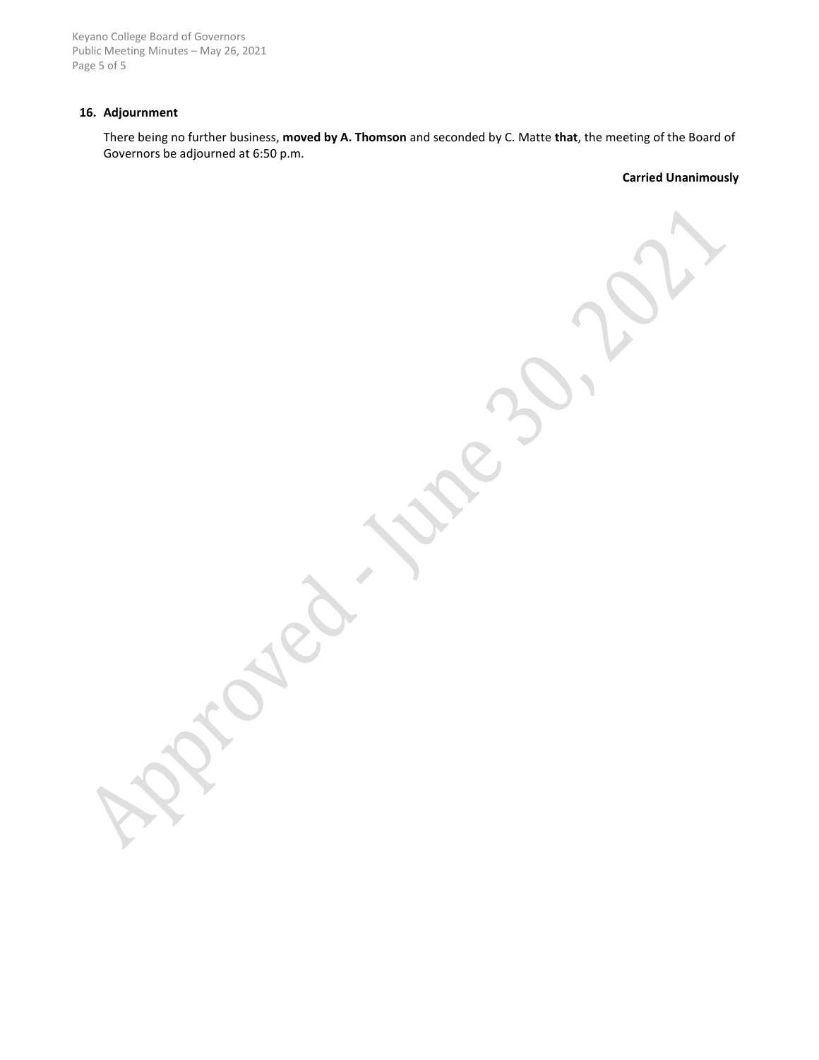## 16. Adjournment

There being no further business, **moved by A. Thomson** and seconded by C. Matte **that**, the meeting of the Board of Governors be adjourned at 6:50 p.m.

**Carried Unanimously**

Approved - June 30, 2021